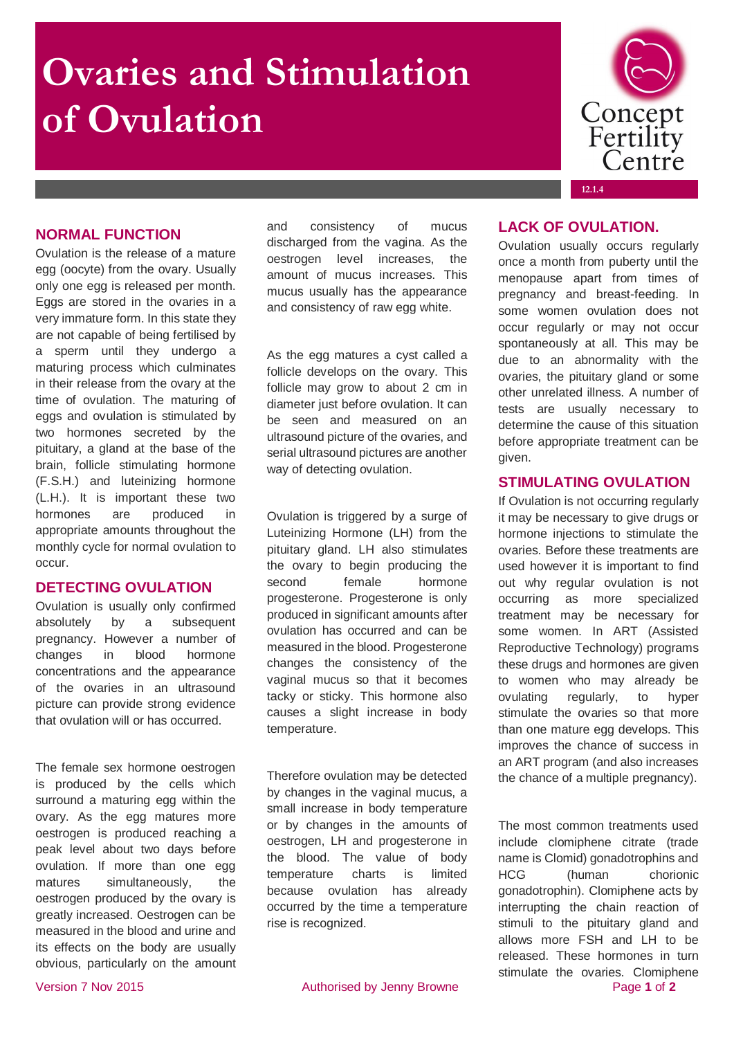# Ovaries and Stimulation of Ovulation

Concept Fertility Centre

12.1.4

## NORMAL FUNCTION

Ovulation is the release of a mature egg (oocyte) from the ovary. Usually only one egg is released per month. Eggs are stored in the ovaries in a very immature form. In this state they are not capable of being fertilised by a sperm until they undergo a maturing process which culminates in their release from the ovary at the time of ovulation. The maturing of eggs and ovulation is stimulated by two hormones secreted by the pituitary, a gland at the base of the brain, follicle stimulating hormone (F.S.H.) and luteinizing hormone (L.H.). It is important these two hormones are produced in appropriate amounts throughout the monthly cycle for normal ovulation to occur.

## DETECTING OVULATION

Ovulation is usually only confirmed absolutely by a subsequent pregnancy. However a number of changes in blood hormone concentrations and the appearance of the ovaries in an ultrasound picture can provide strong evidence that ovulation will or has occurred.

The female sex hormone oestrogen is produced by the cells which surround a maturing egg within the ovary. As the egg matures more oestrogen is produced reaching a peak level about two days before ovulation. If more than one egg matures simultaneously, the oestrogen produced by the ovary is greatly increased. Oestrogen can be measured in the blood and urine and its effects on the body are usually obvious, particularly on the amount and consistency of mucus discharged from the vagina. As the oestrogen level increases, the amount of mucus increases. This mucus usually has the appearance and consistency of raw egg white.

As the egg matures a cyst called a follicle develops on the ovary. This follicle may grow to about 2 cm in diameter just before ovulation. It can be seen and measured on an ultrasound picture of the ovaries, and serial ultrasound pictures are another way of detecting ovulation.

Ovulation is triggered by a surge of Luteinizing Hormone (LH) from the pituitary gland. LH also stimulates the ovary to begin producing the second female hormone progesterone. Progesterone is only produced in significant amounts after ovulation has occurred and can be measured in the blood. Progesterone changes the consistency of the vaginal mucus so that it becomes tacky or sticky. This hormone also causes a slight increase in body temperature.

Therefore ovulation may be detected by changes in the vaginal mucus, a small increase in body temperature or by changes in the amounts of oestrogen, LH and progesterone in the blood. The value of body temperature charts is limited because ovulation has already occurred by the time a temperature rise is recognized.

## LACK OF OVULATION.

Ovulation usually occurs regularly once a month from puberty until the menopause apart from times of pregnancy and breast-feeding. In some women ovulation does not occur regularly or may not occur spontaneously at all. This may be due to an abnormality with the ovaries, the pituitary gland or some other unrelated illness. A number of tests are usually necessary to determine the cause of this situation before appropriate treatment can be given.

## STIMULATING OVULATION

If Ovulation is not occurring regularly it may be necessary to give drugs or hormone injections to stimulate the ovaries. Before these treatments are used however it is important to find out why regular ovulation is not occurring as more specialized treatment may be necessary for some women. In ART (Assisted Reproductive Technology) programs these drugs and hormones are given to women who may already be ovulating regularly, to hyper stimulate the ovaries so that more than one mature egg develops. This improves the chance of success in an ART program (and also increases the chance of a multiple pregnancy).

The most common treatments used include clomiphene citrate (trade name is Clomid) gonadotrophins and HCG (human chorionic gonadotrophin). Clomiphene acts by interrupting the chain reaction of stimuli to the pituitary gland and allows more FSH and LH to be released. These hormones in turn stimulate the ovaries. Clomiphene

Version 7 Nov 2015

Authorised by Jenny Browne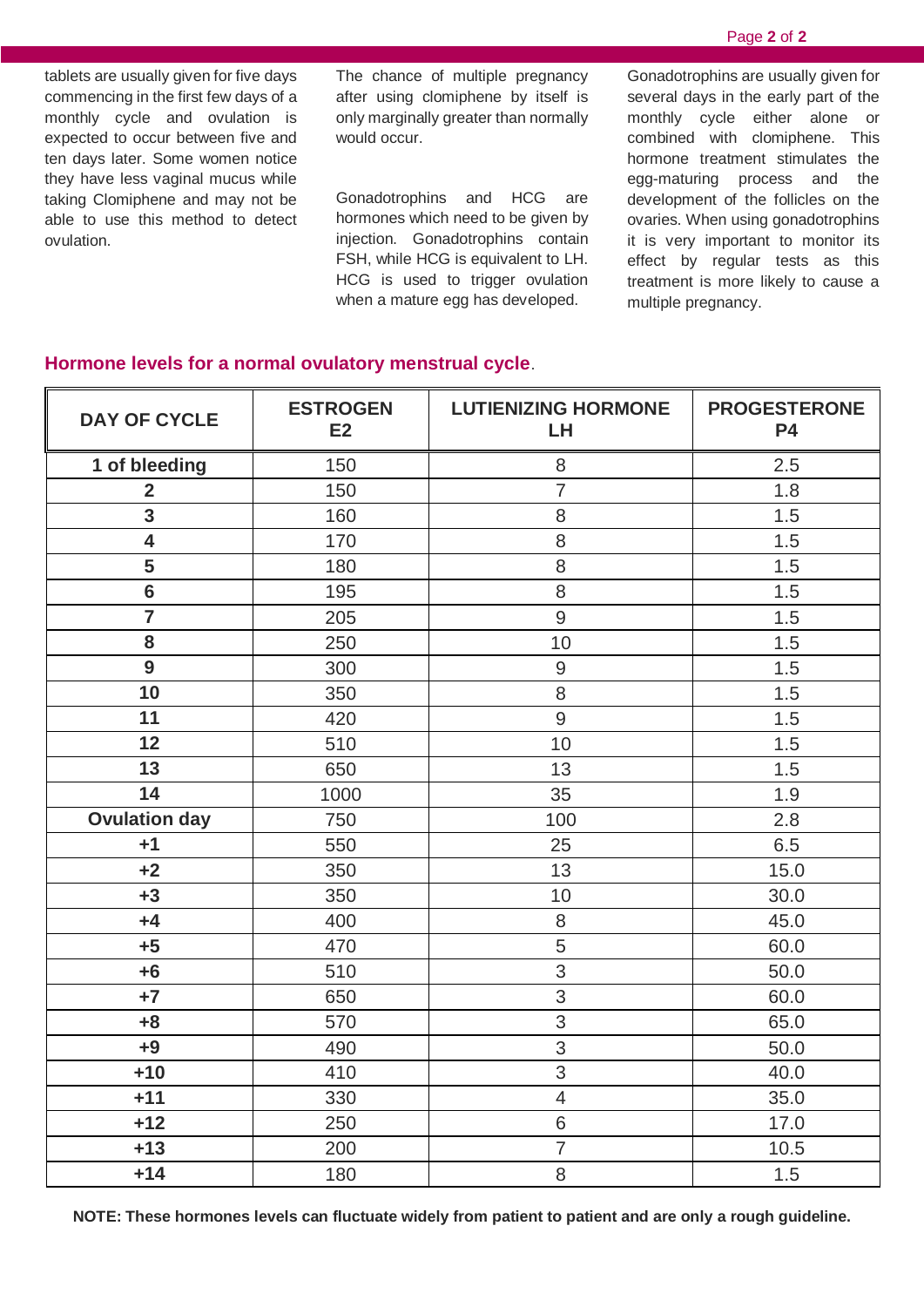tablets are usually given for five days commencing in the first few days of a monthly cycle and ovulation is expected to occur between five and ten days later. Some women notice they have less vaginal mucus while taking Clomiphene and may not be able to use this method to detect ovulation.

The chance of multiple pregnancy after using clomiphene by itself is only marginally greater than normally would occur.

Gonadotrophins and HCG are hormones which need to be given by injection. Gonadotrophins contain FSH, while HCG is equivalent to LH. HCG is used to trigger ovulation when a mature egg has developed.

Gonadotrophins are usually given for several days in the early part of the monthly cycle either alone or combined with clomiphene. This hormone treatment stimulates the egg-maturing process and the development of the follicles on the ovaries. When using gonadotrophins it is very important to monitor its effect by regular tests as this treatment is more likely to cause a multiple pregnancy.

## Hormone levels for a normal ovulatory menstrual cycle.

| DAY OF CYCLE | ESTROGEN E2 | LUTIENIZING HORMONE LH | PROGESTERONE P4 |
|---|---|---|---|
| **1 of bleeding** | 150 | 8 | 2.5 |
| **2** | 150 | 7 | 1.8 |
| **3** | 160 | 8 | 1.5 |
| **4** | 170 | 8 | 1.5 |
| **5** | 180 | 8 | 1.5 |
| **6** | 195 | 8 | 1.5 |
| **7** | 205 | 9 | 1.5 |
| **8** | 250 | 10 | 1.5 |
| **9** | 300 | 9 | 1.5 |
| **10** | 350 | 8 | 1.5 |
| **11** | 420 | 9 | 1.5 |
| **12** | 510 | 10 | 1.5 |
| **13** | 650 | 13 | 1.5 |
| **14** | 1000 | 35 | 1.9 |
| **Ovulation day** | 750 | 100 | 2.8 |
| **+1** | 550 | 25 | 6.5 |
| **+2** | 350 | 13 | 15.0 |
| **+3** | 350 | 10 | 30.0 |
| **+4** | 400 | 8 | 45.0 |
| **+5** | 470 | 5 | 60.0 |
| **+6** | 510 | 3 | 50.0 |
| **+7** | 650 | 3 | 60.0 |
| **+8** | 570 | 3 | 65.0 |
| **+9** | 490 | 3 | 50.0 |
| **+10** | 410 | 3 | 40.0 |
| **+11** | 330 | 4 | 35.0 |
| **+12** | 250 | 6 | 17.0 |
| **+13** | 200 | 7 | 10.5 |
| **+14** | 180 | 8 | 1.5 |

**NOTE: These hormones levels can fluctuate widely from patient to patient and are only a rough guideline.**